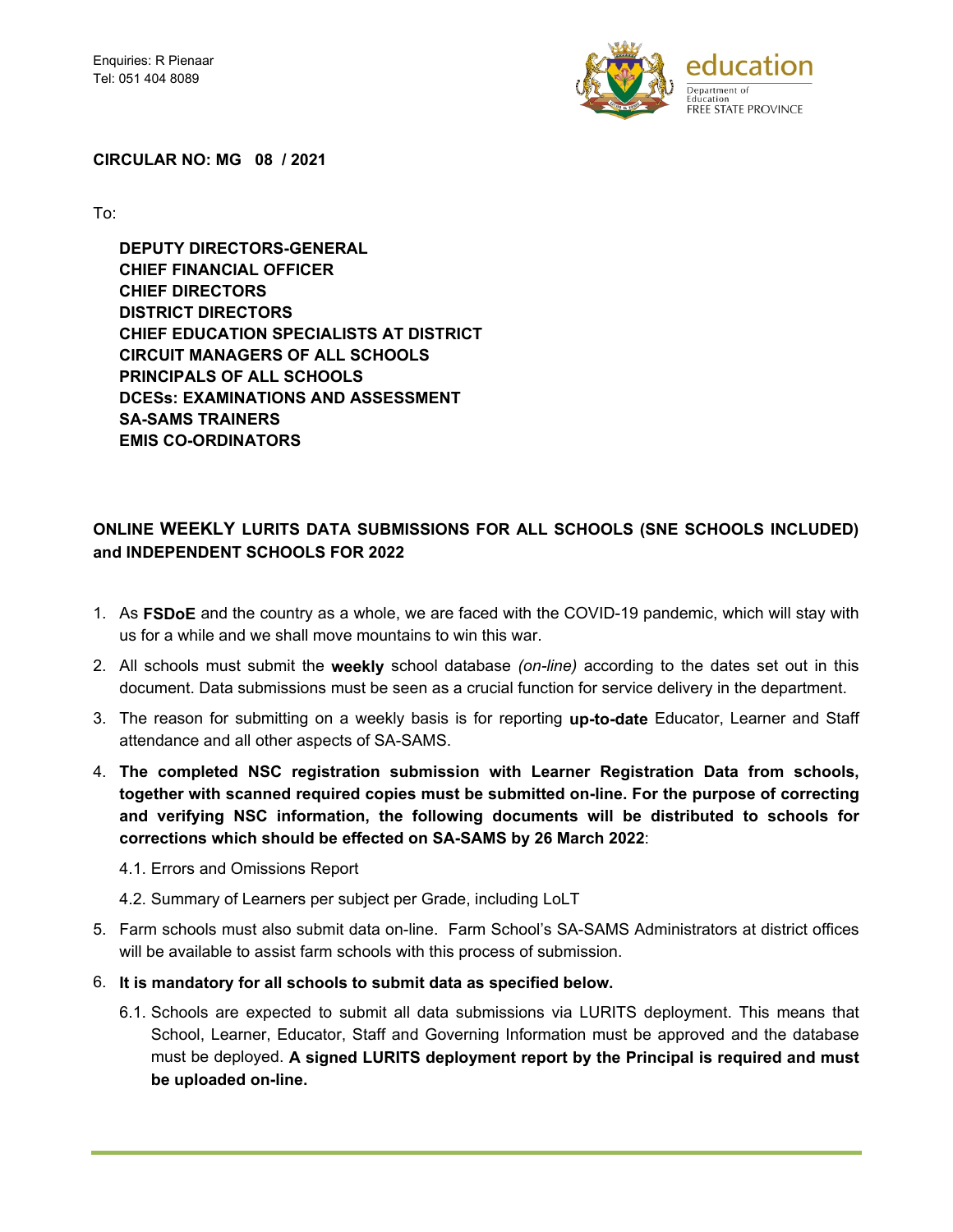Enquiries: R Pienaar
Tel: 051 404 8089

education
Department of Education
FREE STATE PROVINCE

**CIRCULAR NO: MG 08 / 2021**

To:

**DEPUTY DIRECTORS-GENERAL**
**CHIEF FINANCIAL OFFICER**
**CHIEF DIRECTORS**
**DISTRICT DIRECTORS**
**CHIEF EDUCATION SPECIALISTS AT DISTRICT**
**CIRCUIT MANAGERS OF ALL SCHOOLS**
**PRINCIPALS OF ALL SCHOOLS**
**DCESs: EXAMINATIONS AND ASSESSMENT**
**SA-SAMS TRAINERS**
**EMIS CO-ORDINATORS**

## ONLINE WEEKLY LURITS DATA SUBMISSIONS FOR ALL SCHOOLS (SNE SCHOOLS INCLUDED) and INDEPENDENT SCHOOLS FOR 2022

1. As **FSDoE** and the country as a whole, we are faced with the COVID-19 pandemic, which will stay with us for a while and we shall move mountains to win this war.
2. All schools must submit the **weekly** school database *(on-line)* according to the dates set out in this document. Data submissions must be seen as a crucial function for service delivery in the department.
3. The reason for submitting on a weekly basis is for reporting **up-to-date** Educator, Learner and Staff attendance and all other aspects of SA-SAMS.
4. **The completed NSC registration submission with Learner Registration Data from schools, together with scanned required copies must be submitted on-line. For the purpose of correcting and verifying NSC information, the following documents will be distributed to schools for corrections which should be effected on SA-SAMS by 26 March 2022**:
   4.1. Errors and Omissions Report
   4.2. Summary of Learners per subject per Grade, including LoLT
5. Farm schools must also submit data on-line. Farm School's SA-SAMS Administrators at district offices will be available to assist farm schools with this process of submission.
6. **It is mandatory for all schools to submit data as specified below.**
   6.1. Schools are expected to submit all data submissions via LURITS deployment. This means that School, Learner, Educator, Staff and Governing Information must be approved and the database must be deployed. **A signed LURITS deployment report by the Principal is required and must be uploaded on-line.**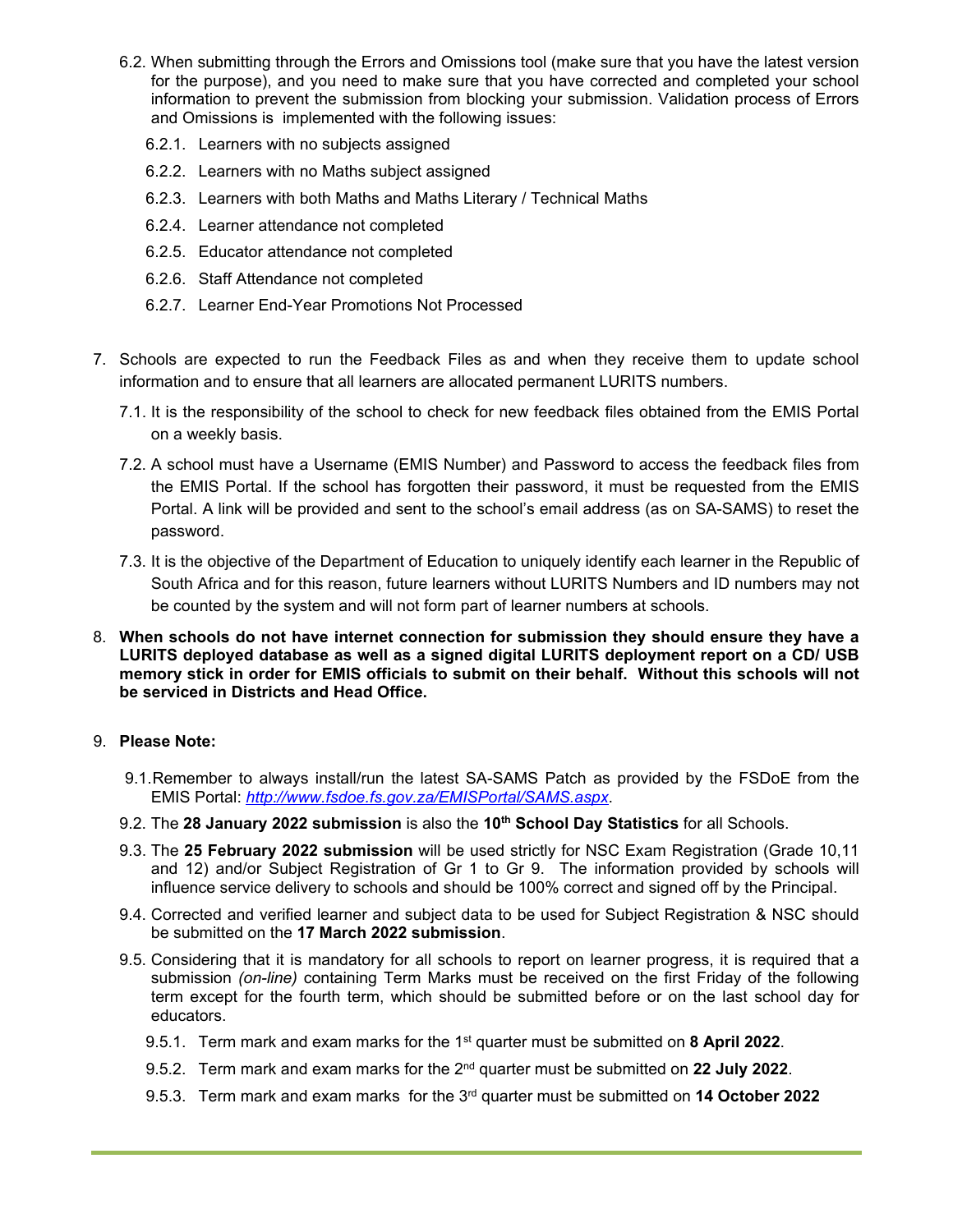6.2. When submitting through the Errors and Omissions tool (make sure that you have the latest version for the purpose), and you need to make sure that you have corrected and completed your school information to prevent the submission from blocking your submission. Validation process of Errors and Omissions is implemented with the following issues:

   6.2.1. Learners with no subjects assigned

   6.2.2. Learners with no Maths subject assigned

   6.2.3. Learners with both Maths and Maths Literary / Technical Maths

   6.2.4. Learner attendance not completed

   6.2.5. Educator attendance not completed

   6.2.6. Staff Attendance not completed

   6.2.7. Learner End-Year Promotions Not Processed

7. Schools are expected to run the Feedback Files as and when they receive them to update school information and to ensure that all learners are allocated permanent LURITS numbers.

   7.1. It is the responsibility of the school to check for new feedback files obtained from the EMIS Portal on a weekly basis.

   7.2. A school must have a Username (EMIS Number) and Password to access the feedback files from the EMIS Portal. If the school has forgotten their password, it must be requested from the EMIS Portal. A link will be provided and sent to the school's email address (as on SA-SAMS) to reset the password.

   7.3. It is the objective of the Department of Education to uniquely identify each learner in the Republic of South Africa and for this reason, future learners without LURITS Numbers and ID numbers may not be counted by the system and will not form part of learner numbers at schools.

8. **When schools do not have internet connection for submission they should ensure they have a LURITS deployed database as well as a signed digital LURITS deployment report on a CD/ USB memory stick in order for EMIS officials to submit on their behalf. Without this schools will not be serviced in Districts and Head Office.**

9. **Please Note:**

   9.1. Remember to always install/run the latest SA-SAMS Patch as provided by the FSDoE from the EMIS Portal: *http://www.fsdoe.fs.gov.za/EMISPortal/SAMS.aspx*.

   9.2. The **28 January 2022 submission** is also the **10th School Day Statistics** for all Schools.

   9.3. The **25 February 2022 submission** will be used strictly for NSC Exam Registration (Grade 10,11 and 12) and/or Subject Registration of Gr 1 to Gr 9. The information provided by schools will influence service delivery to schools and should be 100% correct and signed off by the Principal.

   9.4. Corrected and verified learner and subject data to be used for Subject Registration & NSC should be submitted on the **17 March 2022 submission**.

   9.5. Considering that it is mandatory for all schools to report on learner progress, it is required that a submission *(on-line)* containing Term Marks must be received on the first Friday of the following term except for the fourth term, which should be submitted before or on the last school day for educators.

      9.5.1. Term mark and exam marks for the 1st quarter must be submitted on **8 April 2022**.

      9.5.2. Term mark and exam marks for the 2nd quarter must be submitted on **22 July 2022**.

      9.5.3. Term mark and exam marks for the 3rd quarter must be submitted on **14 October 2022**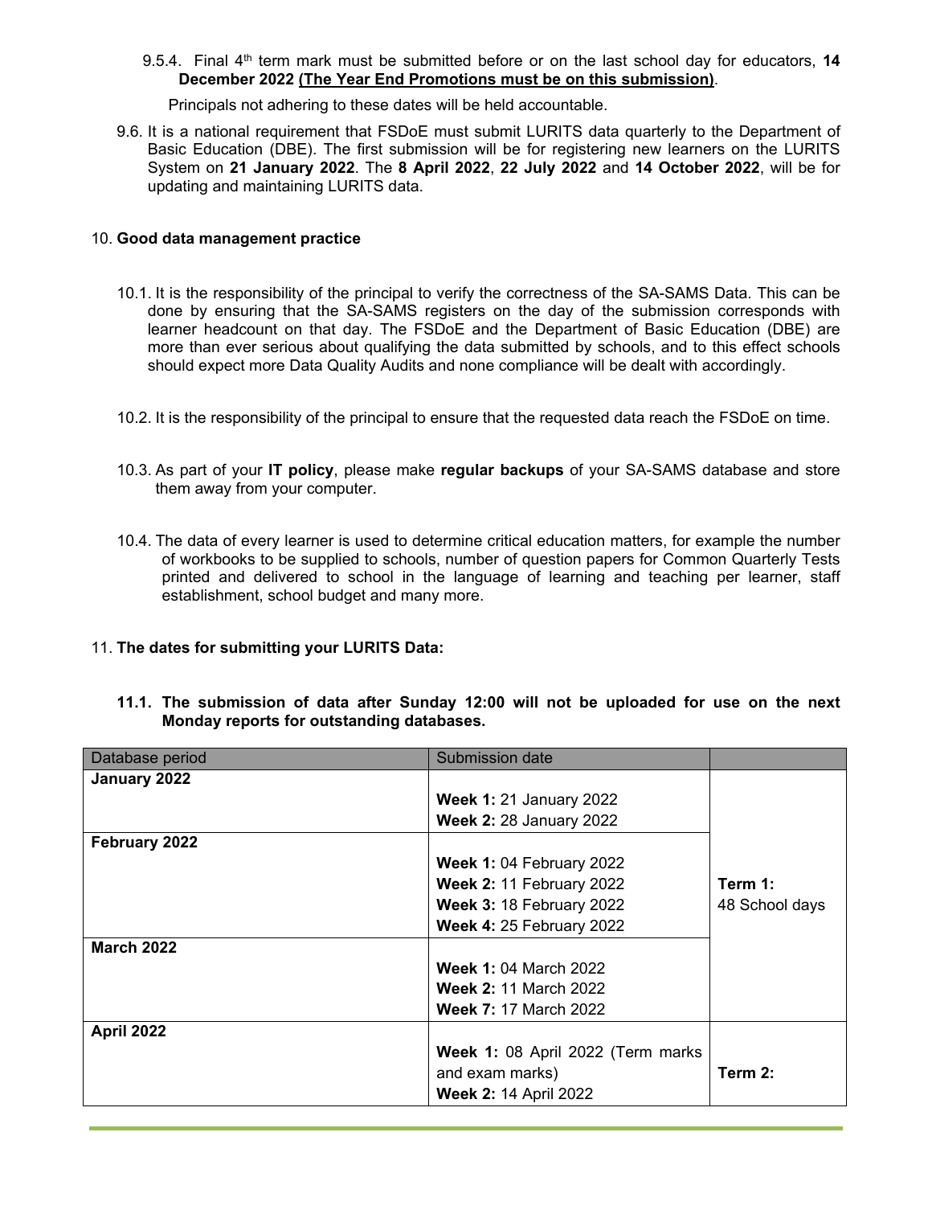9.5.4. Final 4th term mark must be submitted before or on the last school day for educators, **14 December 2022 <u>(The Year End Promotions must be on this submission)</u>**.

Principals not adhering to these dates will be held accountable.

9.6. It is a national requirement that FSDoE must submit LURITS data quarterly to the Department of Basic Education (DBE). The first submission will be for registering new learners on the LURITS System on **21 January 2022**. The **8 April 2022**, **22 July 2022** and **14 October 2022**, will be for updating and maintaining LURITS data.

10. **Good data management practice**

10.1. It is the responsibility of the principal to verify the correctness of the SA-SAMS Data. This can be done by ensuring that the SA-SAMS registers on the day of the submission corresponds with learner headcount on that day. The FSDoE and the Department of Basic Education (DBE) are more than ever serious about qualifying the data submitted by schools, and to this effect schools should expect more Data Quality Audits and none compliance will be dealt with accordingly.

10.2. It is the responsibility of the principal to ensure that the requested data reach the FSDoE on time.

10.3. As part of your **IT policy**, please make **regular backups** of your SA-SAMS database and store them away from your computer.

10.4. The data of every learner is used to determine critical education matters, for example the number of workbooks to be supplied to schools, number of question papers for Common Quarterly Tests printed and delivered to school in the language of learning and teaching per learner, staff establishment, school budget and many more.

11. **The dates for submitting your LURITS Data:**

**11.1. The submission of data after Sunday 12:00 will not be uploaded for use on the next Monday reports for outstanding databases.**

| Database period | Submission date | |
|---|---|---|
| **January 2022** | **Week 1:** 21 January 2022<br>**Week 2:** 28 January 2022 | **Term 1:**<br>48 School days |
| **February 2022** | **Week 1:** 04 February 2022<br>**Week 2:** 11 February 2022<br>**Week 3:** 18 February 2022<br>**Week 4:** 25 February 2022 | |
| **March 2022** | **Week 1:** 04 March 2022<br>**Week 2:** 11 March 2022<br>**Week 7:** 17 March 2022 | |
| **April 2022** | **Week 1:** 08 April 2022 (Term marks and exam marks)<br>**Week 2:** 14 April 2022 | **Term 2:** |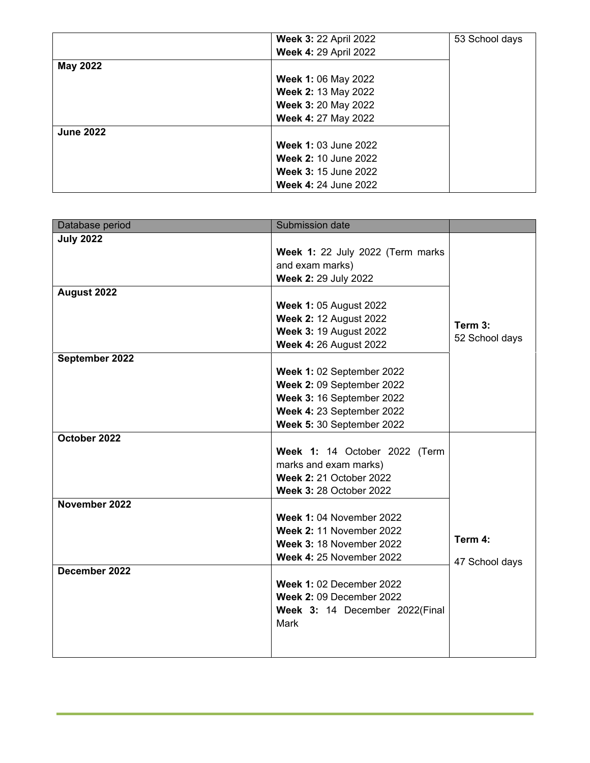| | | |
|---|---|---|
| | **Week 3:** 22 April 2022<br>**Week 4:** 29 April 2022 | 53 School days |
| **May 2022** | **Week 1:** 06 May 2022<br>**Week 2:** 13 May 2022<br>**Week 3:** 20 May 2022<br>**Week 4:** 27 May 2022 | |
| **June 2022** | **Week 1:** 03 June 2022<br>**Week 2:** 10 June 2022<br>**Week 3:** 15 June 2022<br>**Week 4:** 24 June 2022 | |

| Database period | Submission date | |
|---|---|---|
| **July 2022** | **Week 1:** 22 July 2022 (Term marks and exam marks)<br>**Week 2:** 29 July 2022 | |
| **August 2022** | **Week 1:** 05 August 2022<br>**Week 2:** 12 August 2022<br>**Week 3:** 19 August 2022<br>**Week 4:** 26 August 2022 | **Term 3:**<br>52 School days |
| **September 2022** | **Week 1:** 02 September 2022<br>**Week 2:** 09 September 2022<br>**Week 3:** 16 September 2022<br>**Week 4:** 23 September 2022<br>**Week 5:** 30 September 2022 | |
| **October 2022** | **Week 1:** 14 October 2022 (Term marks and exam marks)<br>**Week 2:** 21 October 2022<br>**Week 3:** 28 October 2022 | |
| **November 2022** | **Week 1:** 04 November 2022<br>**Week 2:** 11 November 2022<br>**Week 3:** 18 November 2022<br>**Week 4:** 25 November 2022 | **Term 4:**<br>47 School days |
| **December 2022** | **Week 1:** 02 December 2022<br>**Week 2:** 09 December 2022<br>**Week 3:** 14 December 2022(Final Mark | |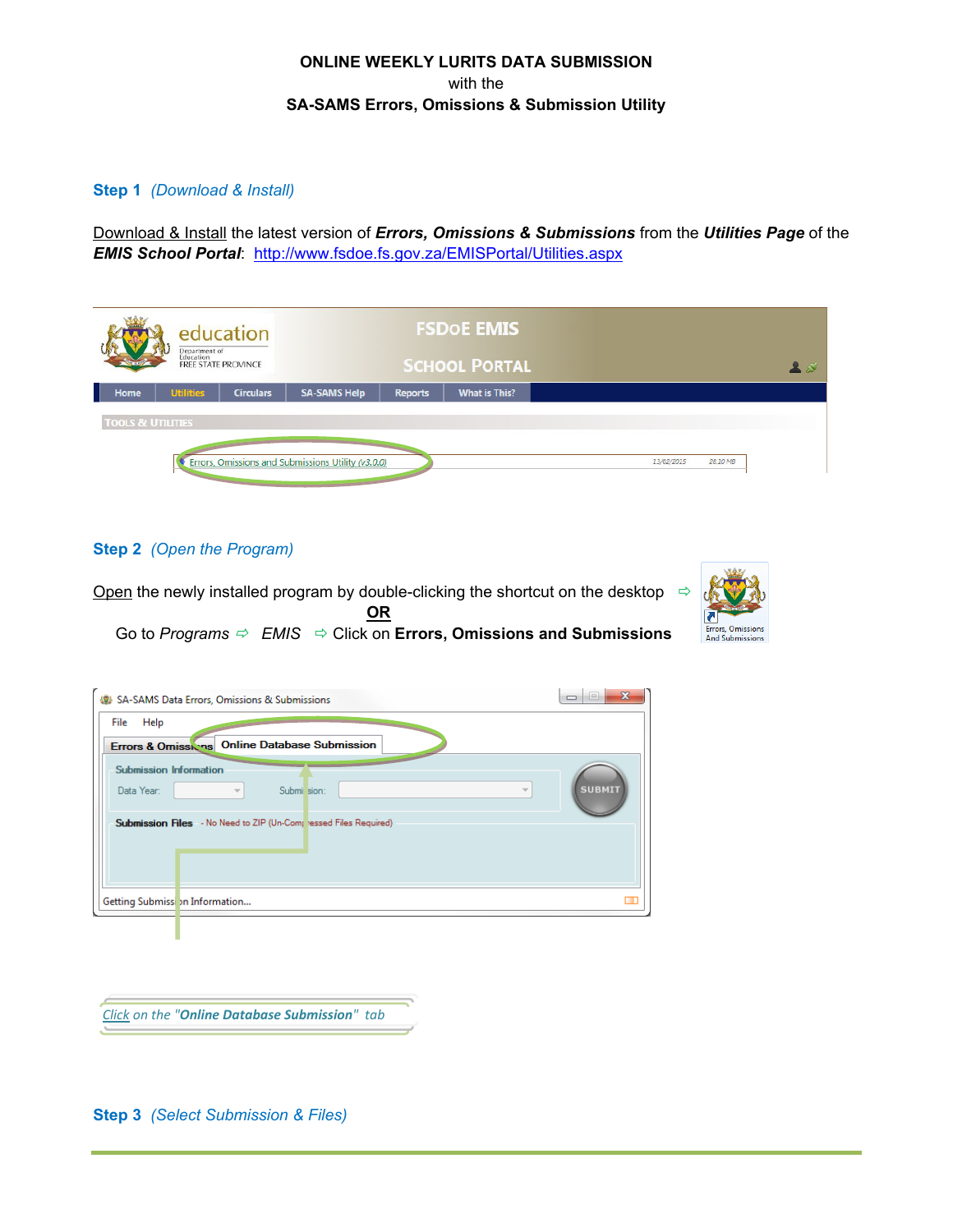**ONLINE WEEKLY LURITS DATA SUBMISSION**
with the
**SA-SAMS Errors, Omissions & Submission Utility**

### Step 1 *(Download & Install)*

Download & Install the latest version of ***Errors, Omissions & Submissions*** from the ***Utilities Page*** of the ***EMIS School Portal***: http://www.fsdoe.fs.gov.za/EMISPortal/Utilities.aspx

### Step 2 *(Open the Program)*

Open the newly installed program by double-clicking the shortcut on the desktop ⇨

**OR**

Go to *Programs* ⇨ *EMIS* ⇨ Click on **Errors, Omissions and Submissions**

*Click on the "**Online Database Submission**" tab*

### Step 3 *(Select Submission & Files)*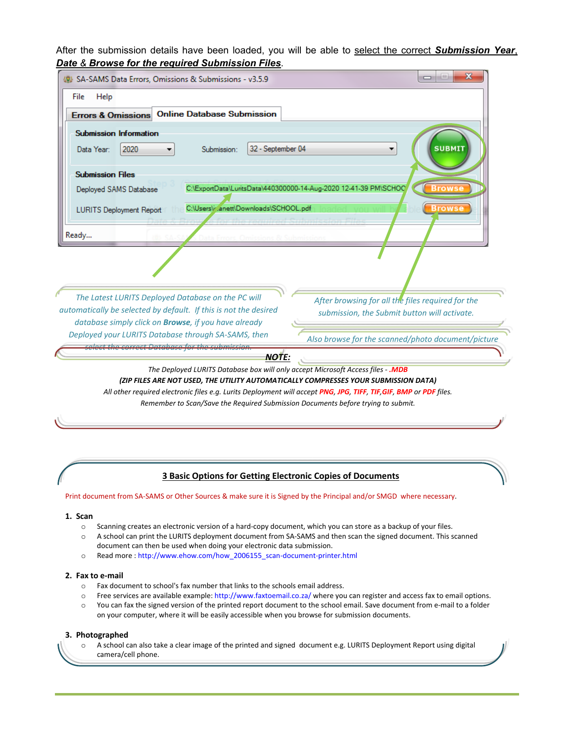After the submission details have been loaded, you will be able to select the correct ***Submission Year***, ***Date*** & ***Browse for the required Submission Files***.

SA-SAMS Data Errors, Omissions & Submissions - v3.5.9

File Help

Errors & Omissions | Online Database Submission

Submission Information

Data Year: 2020 Submission: 32 - September 04

SUBMIT

Submission Files

Deployed SAMS Database C:\ExportData\LuritsData\440300000-14-Aug-2020 12-41-39 PM\SCHOO Browse

LURITS Deployment Report C:\Users\...anett\Downloads\SCHOOL.pdf Browse

Ready...

*The Latest LURITS Deployed Database on the PC will automatically be selected by default. If this is not the desired database simply click on **Browse**, if you have already Deployed your LURITS Database through SA-SAMS, then select the correct Database for the submission.*

*After browsing for all the files required for the submission, the Submit button will activate.*

*Also browse for the scanned/photo document/picture*

***NOTE:***

*The Deployed LURITS Database box will only accept Microsoft Access files - **.MDB***

***(ZIP FILES ARE NOT USED, THE UTILITY AUTOMATICALLY COMPRESSES YOUR SUBMISSION DATA)***

*All other required electronic files e.g. Lurits Deployment will accept **PNG**, **JPG**, **TIFF**, **TIF**,**GIF**, **BMP** or **PDF** files.*

*Remember to Scan/Save the Required Submission Documents before trying to submit.*

## 3 Basic Options for Getting Electronic Copies of Documents

Print document from SA-SAMS or Other Sources & make sure it is Signed by the Principal and/or SMGD where necessary.

1. **Scan**
   - Scanning creates an electronic version of a hard-copy document, which you can store as a backup of your files.
   - A school can print the LURITS deployment document from SA-SAMS and then scan the signed document. This scanned document can then be used when doing your electronic data submission.
   - Read more : http://www.ehow.com/how_2006155_scan-document-printer.html

2. **Fax to e-mail**
   - Fax document to school's fax number that links to the schools email address.
   - Free services are available example: http://www.faxtoemail.co.za/ where you can register and access fax to email options.
   - You can fax the signed version of the printed report document to the school email. Save document from e-mail to a folder on your computer, where it will be easily accessible when you browse for submission documents.

3. **Photographed**
   - A school can also take a clear image of the printed and signed document e.g. LURITS Deployment Report using digital camera/cell phone.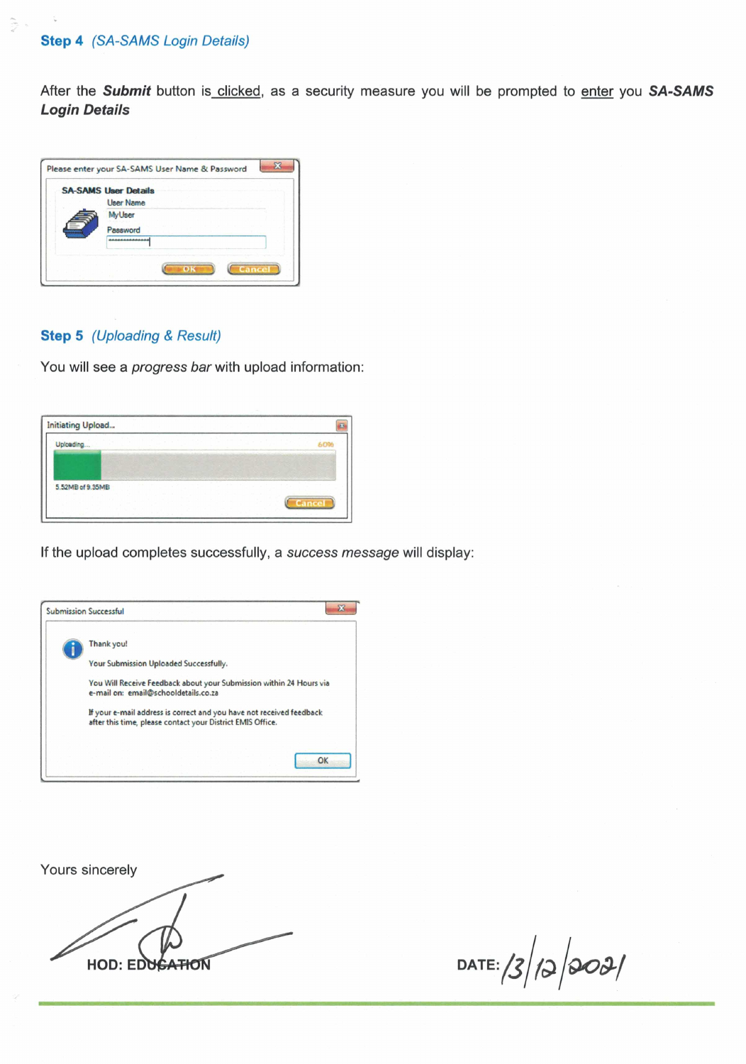### **Step 4** *(SA-SAMS Login Details)*

After the ***Submit*** button is clicked, as a security measure you will be prompted to enter you ***SA-SAMS Login Details***

Please enter your SA-SAMS User Name & Password

**SA-SAMS User Details**

User Name

MyUser

Password

OK Cancel

### **Step 5** *(Uploading & Result)*

You will see a *progress bar* with upload information:

Initiating Upload...

Uploading... 60%

5.52MB of 9.35MB

Cancel

If the upload completes successfully, a *success message* will display:

Submission Successful

Thank you!

Your Submission Uploaded Successfully.

You Will Receive Feedback about your Submission within 24 Hours via e-mail on: email@schooldetails.co.za

If your e-mail address is correct and you have not received feedback after this time, please contact your District EMIS Office.

OK

Yours sincerely

**HOD: EDUCATION**

**DATE:** 13/12/2021